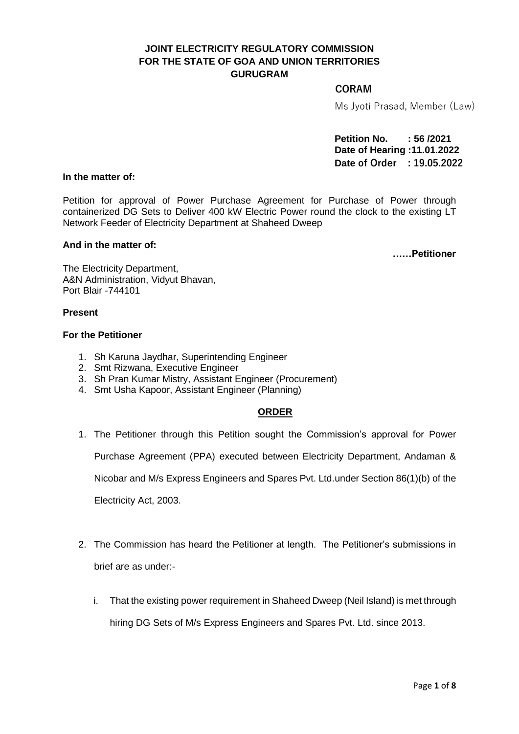**JOINT ELECTRICITY REGULATORY COMMISSION**
**FOR THE STATE OF GOA AND UNION TERRITORIES**
**GURUGRAM**

**CORAM**

Ms Jyoti Prasad, Member (Law)

**Petition No. : 56 /2021**
**Date of Hearing :11.01.2022**
**Date of Order : 19.05.2022**

**In the matter of:**

Petition for approval of Power Purchase Agreement for Purchase of Power through containerized DG Sets to Deliver 400 kW Electric Power round the clock to the existing LT Network Feeder of Electricity Department at Shaheed Dweep

**And in the matter of:**

**……Petitioner**

The Electricity Department,
A&N Administration, Vidyut Bhavan,
Port Blair -744101

**Present**

**For the Petitioner**

1. Sh Karuna Jaydhar, Superintending Engineer
2. Smt Rizwana, Executive Engineer
3. Sh Pran Kumar Mistry, Assistant Engineer (Procurement)
4. Smt Usha Kapoor, Assistant Engineer (Planning)

**ORDER**

1. The Petitioner through this Petition sought the Commission's approval for Power Purchase Agreement (PPA) executed between Electricity Department, Andaman & Nicobar and M/s Express Engineers and Spares Pvt. Ltd.under Section 86(1)(b) of the Electricity Act, 2003.

2. The Commission has heard the Petitioner at length. The Petitioner's submissions in brief are as under:-

    i. That the existing power requirement in Shaheed Dweep (Neil Island) is met through hiring DG Sets of M/s Express Engineers and Spares Pvt. Ltd. since 2013.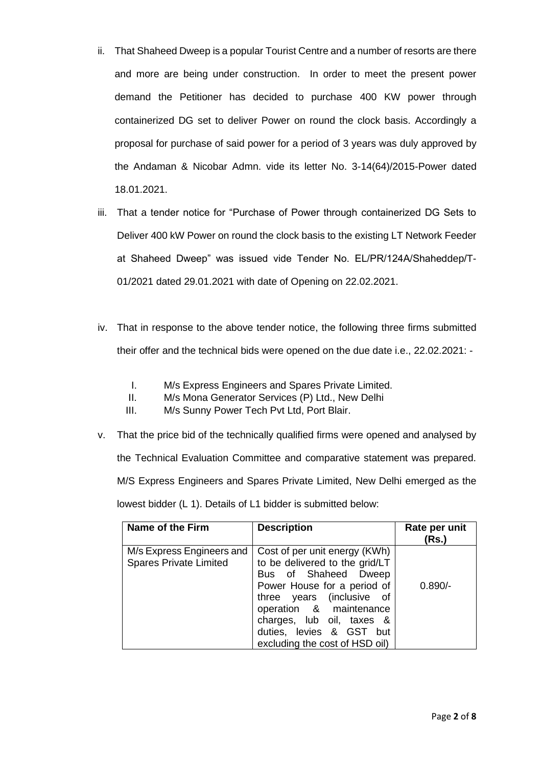ii. That Shaheed Dweep is a popular Tourist Centre and a number of resorts are there and more are being under construction. In order to meet the present power demand the Petitioner has decided to purchase 400 KW power through containerized DG set to deliver Power on round the clock basis. Accordingly a proposal for purchase of said power for a period of 3 years was duly approved by the Andaman & Nicobar Admn. vide its letter No. 3-14(64)/2015-Power dated 18.01.2021.

iii. That a tender notice for "Purchase of Power through containerized DG Sets to Deliver 400 kW Power on round the clock basis to the existing LT Network Feeder at Shaheed Dweep" was issued vide Tender No. EL/PR/124A/Shaheddep/T-01/2021 dated 29.01.2021 with date of Opening on 22.02.2021.

iv. That in response to the above tender notice, the following three firms submitted their offer and the technical bids were opened on the due date i.e., 22.02.2021: -

   I. M/s Express Engineers and Spares Private Limited.
   II. M/s Mona Generator Services (P) Ltd., New Delhi
   III. M/s Sunny Power Tech Pvt Ltd, Port Blair.

v. That the price bid of the technically qualified firms were opened and analysed by the Technical Evaluation Committee and comparative statement was prepared. M/S Express Engineers and Spares Private Limited, New Delhi emerged as the lowest bidder (L 1). Details of L1 bidder is submitted below:

| Name of the Firm | Description | Rate per unit (Rs.) |
|---|---|---|
| M/s Express Engineers and Spares Private Limited | Cost of per unit energy (KWh) to be delivered to the grid/LT Bus of Shaheed Dweep Power House for a period of three years (inclusive of operation & maintenance charges, lub oil, taxes & duties, levies & GST but excluding the cost of HSD oil) | 0.890/- |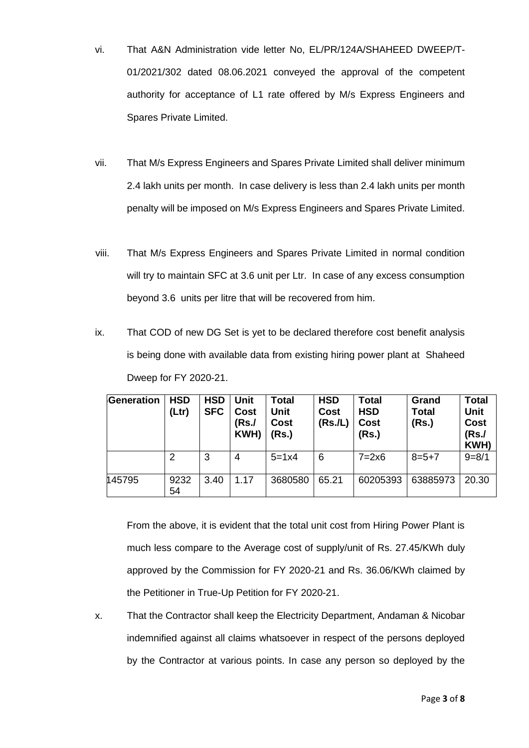vi. That A&N Administration vide letter No, EL/PR/124A/SHAHEED DWEEP/T-01/2021/302 dated 08.06.2021 conveyed the approval of the competent authority for acceptance of L1 rate offered by M/s Express Engineers and Spares Private Limited.

vii. That M/s Express Engineers and Spares Private Limited shall deliver minimum 2.4 lakh units per month. In case delivery is less than 2.4 lakh units per month penalty will be imposed on M/s Express Engineers and Spares Private Limited.

viii. That M/s Express Engineers and Spares Private Limited in normal condition will try to maintain SFC at 3.6 unit per Ltr. In case of any excess consumption beyond 3.6 units per litre that will be recovered from him.

ix. That COD of new DG Set is yet to be declared therefore cost benefit analysis is being done with available data from existing hiring power plant at Shaheed Dweep for FY 2020-21.

| Generation | HSD (Ltr) | HSD SFC | Unit Cost (Rs./ KWH) | Total Unit Cost (Rs.) | HSD Cost (Rs./L) | Total HSD Cost (Rs.) | Grand Total (Rs.) | Total Unit Cost (Rs./ KWH) |
|---|---|---|---|---|---|---|---|---|
| | 2 | 3 | 4 | 5=1x4 | 6 | 7=2x6 | 8=5+7 | 9=8/1 |
| 145795 | 923254 | 3.40 | 1.17 | 3680580 | 65.21 | 60205393 | 63885973 | 20.30 |

From the above, it is evident that the total unit cost from Hiring Power Plant is much less compare to the Average cost of supply/unit of Rs. 27.45/KWh duly approved by the Commission for FY 2020-21 and Rs. 36.06/KWh claimed by the Petitioner in True-Up Petition for FY 2020-21.

x. That the Contractor shall keep the Electricity Department, Andaman & Nicobar indemnified against all claims whatsoever in respect of the persons deployed by the Contractor at various points. In case any person so deployed by the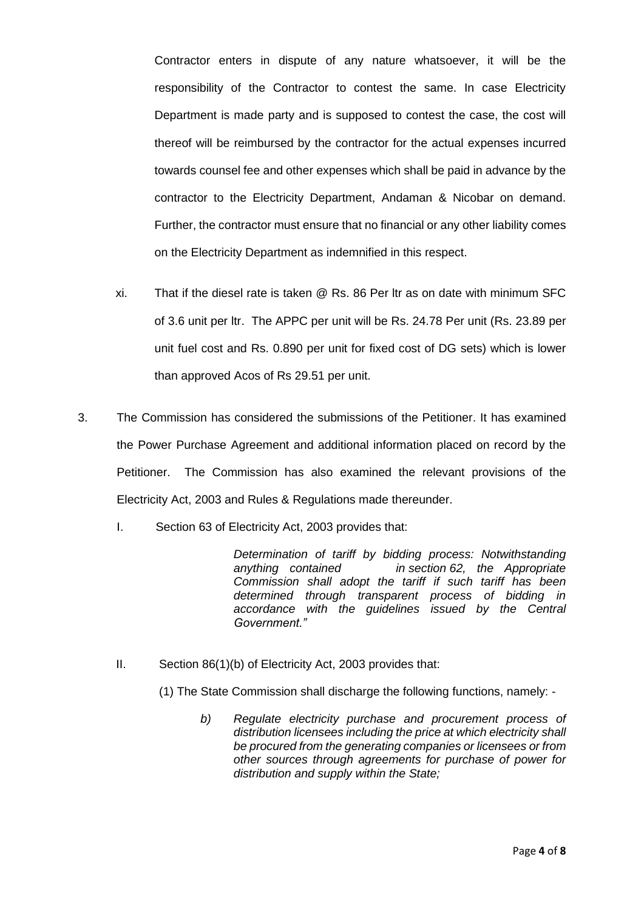Contractor enters in dispute of any nature whatsoever, it will be the responsibility of the Contractor to contest the same. In case Electricity Department is made party and is supposed to contest the case, the cost will thereof will be reimbursed by the contractor for the actual expenses incurred towards counsel fee and other expenses which shall be paid in advance by the contractor to the Electricity Department, Andaman & Nicobar on demand. Further, the contractor must ensure that no financial or any other liability comes on the Electricity Department as indemnified in this respect.

xi. That if the diesel rate is taken @ Rs. 86 Per ltr as on date with minimum SFC of 3.6 unit per ltr. The APPC per unit will be Rs. 24.78 Per unit (Rs. 23.89 per unit fuel cost and Rs. 0.890 per unit for fixed cost of DG sets) which is lower than approved Acos of Rs 29.51 per unit.

3. The Commission has considered the submissions of the Petitioner. It has examined the Power Purchase Agreement and additional information placed on record by the Petitioner. The Commission has also examined the relevant provisions of the Electricity Act, 2003 and Rules & Regulations made thereunder.

   I. Section 63 of Electricity Act, 2003 provides that:

   > *Determination of tariff by bidding process: Notwithstanding anything contained in section 62, the Appropriate Commission shall adopt the tariff if such tariff has been determined through transparent process of bidding in accordance with the guidelines issued by the Central Government."*

   II. Section 86(1)(b) of Electricity Act, 2003 provides that:

   (1) The State Commission shall discharge the following functions, namely: -

   > *b) Regulate electricity purchase and procurement process of distribution licensees including the price at which electricity shall be procured from the generating companies or licensees or from other sources through agreements for purchase of power for distribution and supply within the State;*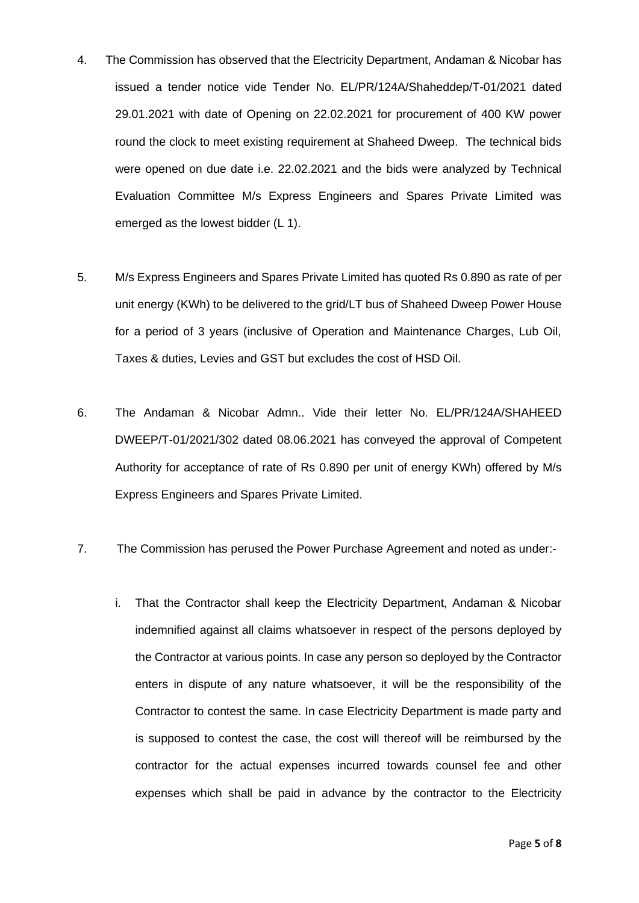4. The Commission has observed that the Electricity Department, Andaman & Nicobar has issued a tender notice vide Tender No. EL/PR/124A/Shaheddep/T-01/2021 dated 29.01.2021 with date of Opening on 22.02.2021 for procurement of 400 KW power round the clock to meet existing requirement at Shaheed Dweep. The technical bids were opened on due date i.e. 22.02.2021 and the bids were analyzed by Technical Evaluation Committee M/s Express Engineers and Spares Private Limited was emerged as the lowest bidder (L 1).

5. M/s Express Engineers and Spares Private Limited has quoted Rs 0.890 as rate of per unit energy (KWh) to be delivered to the grid/LT bus of Shaheed Dweep Power House for a period of 3 years (inclusive of Operation and Maintenance Charges, Lub Oil, Taxes & duties, Levies and GST but excludes the cost of HSD Oil.

6. The Andaman & Nicobar Admn.. Vide their letter No. EL/PR/124A/SHAHEED DWEEP/T-01/2021/302 dated 08.06.2021 has conveyed the approval of Competent Authority for acceptance of rate of Rs 0.890 per unit of energy KWh) offered by M/s Express Engineers and Spares Private Limited.

7. The Commission has perused the Power Purchase Agreement and noted as under:-

   i. That the Contractor shall keep the Electricity Department, Andaman & Nicobar indemnified against all claims whatsoever in respect of the persons deployed by the Contractor at various points. In case any person so deployed by the Contractor enters in dispute of any nature whatsoever, it will be the responsibility of the Contractor to contest the same. In case Electricity Department is made party and is supposed to contest the case, the cost will thereof will be reimbursed by the contractor for the actual expenses incurred towards counsel fee and other expenses which shall be paid in advance by the contractor to the Electricity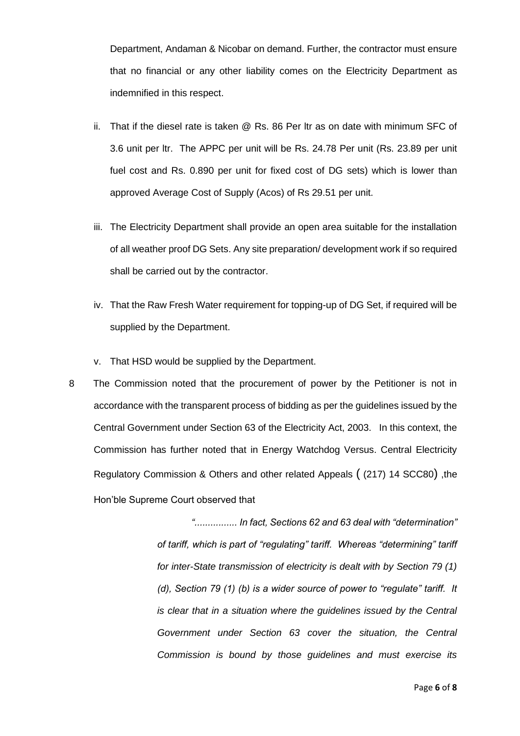Department, Andaman & Nicobar on demand. Further, the contractor must ensure that no financial or any other liability comes on the Electricity Department as indemnified in this respect.

ii. That if the diesel rate is taken @ Rs. 86 Per ltr as on date with minimum SFC of 3.6 unit per ltr. The APPC per unit will be Rs. 24.78 Per unit (Rs. 23.89 per unit fuel cost and Rs. 0.890 per unit for fixed cost of DG sets) which is lower than approved Average Cost of Supply (Acos) of Rs 29.51 per unit.

iii. The Electricity Department shall provide an open area suitable for the installation of all weather proof DG Sets. Any site preparation/ development work if so required shall be carried out by the contractor.

iv. That the Raw Fresh Water requirement for topping-up of DG Set, if required will be supplied by the Department.

v. That HSD would be supplied by the Department.

8 The Commission noted that the procurement of power by the Petitioner is not in accordance with the transparent process of bidding as per the guidelines issued by the Central Government under Section 63 of the Electricity Act, 2003. In this context, the Commission has further noted that in Energy Watchdog Versus. Central Electricity Regulatory Commission & Others and other related Appeals ( (217) 14 SCC80) ,the Hon'ble Supreme Court observed that

> *"................ In fact, Sections 62 and 63 deal with "determination" of tariff, which is part of "regulating" tariff. Whereas "determining" tariff for inter-State transmission of electricity is dealt with by Section 79 (1) (d), Section 79 (1) (b) is a wider source of power to "regulate" tariff. It is clear that in a situation where the guidelines issued by the Central Government under Section 63 cover the situation, the Central Commission is bound by those guidelines and must exercise its*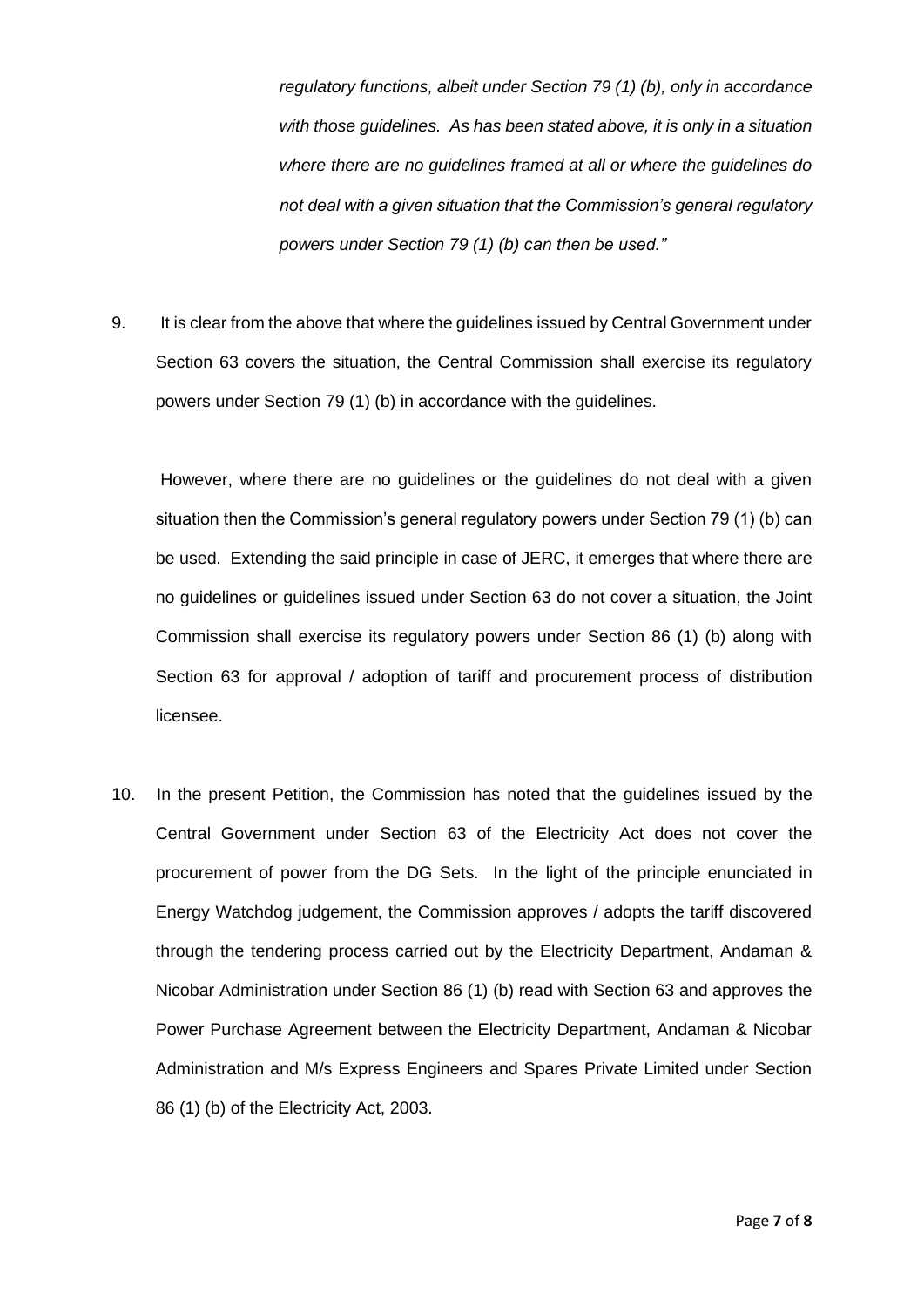*regulatory functions, albeit under Section 79 (1) (b), only in accordance with those guidelines. As has been stated above, it is only in a situation where there are no guidelines framed at all or where the guidelines do not deal with a given situation that the Commission's general regulatory powers under Section 79 (1) (b) can then be used."*

9. It is clear from the above that where the guidelines issued by Central Government under Section 63 covers the situation, the Central Commission shall exercise its regulatory powers under Section 79 (1) (b) in accordance with the guidelines.

However, where there are no guidelines or the guidelines do not deal with a given situation then the Commission's general regulatory powers under Section 79 (1) (b) can be used. Extending the said principle in case of JERC, it emerges that where there are no guidelines or guidelines issued under Section 63 do not cover a situation, the Joint Commission shall exercise its regulatory powers under Section 86 (1) (b) along with Section 63 for approval / adoption of tariff and procurement process of distribution licensee.

10. In the present Petition, the Commission has noted that the guidelines issued by the Central Government under Section 63 of the Electricity Act does not cover the procurement of power from the DG Sets. In the light of the principle enunciated in Energy Watchdog judgement, the Commission approves / adopts the tariff discovered through the tendering process carried out by the Electricity Department, Andaman & Nicobar Administration under Section 86 (1) (b) read with Section 63 and approves the Power Purchase Agreement between the Electricity Department, Andaman & Nicobar Administration and M/s Express Engineers and Spares Private Limited under Section 86 (1) (b) of the Electricity Act, 2003.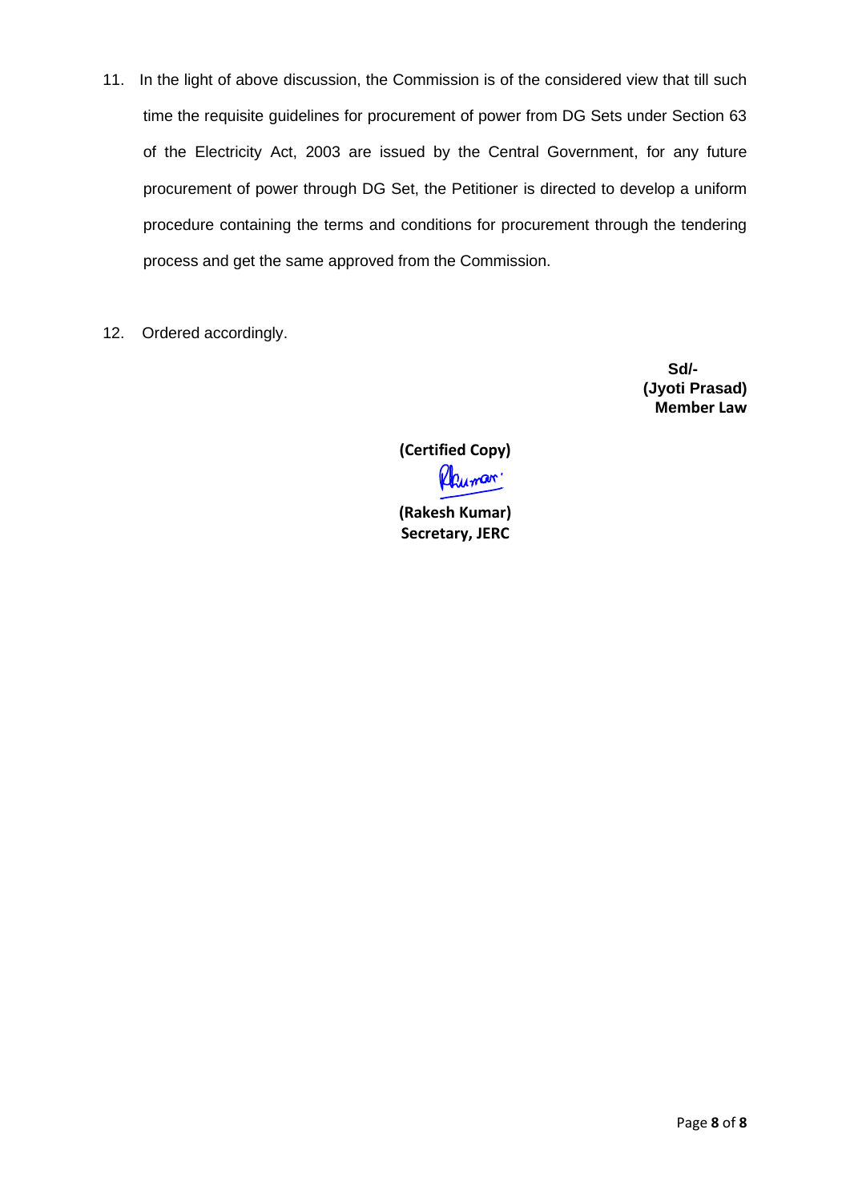11. In the light of above discussion, the Commission is of the considered view that till such time the requisite guidelines for procurement of power from DG Sets under Section 63 of the Electricity Act, 2003 are issued by the Central Government, for any future procurement of power through DG Set, the Petitioner is directed to develop a uniform procedure containing the terms and conditions for procurement through the tendering process and get the same approved from the Commission.

12. Ordered accordingly.

**Sd/-**
**(Jyoti Prasad)**
**Member Law**

**(Certified Copy)**

**(Rakesh Kumar)**
**Secretary, JERC**